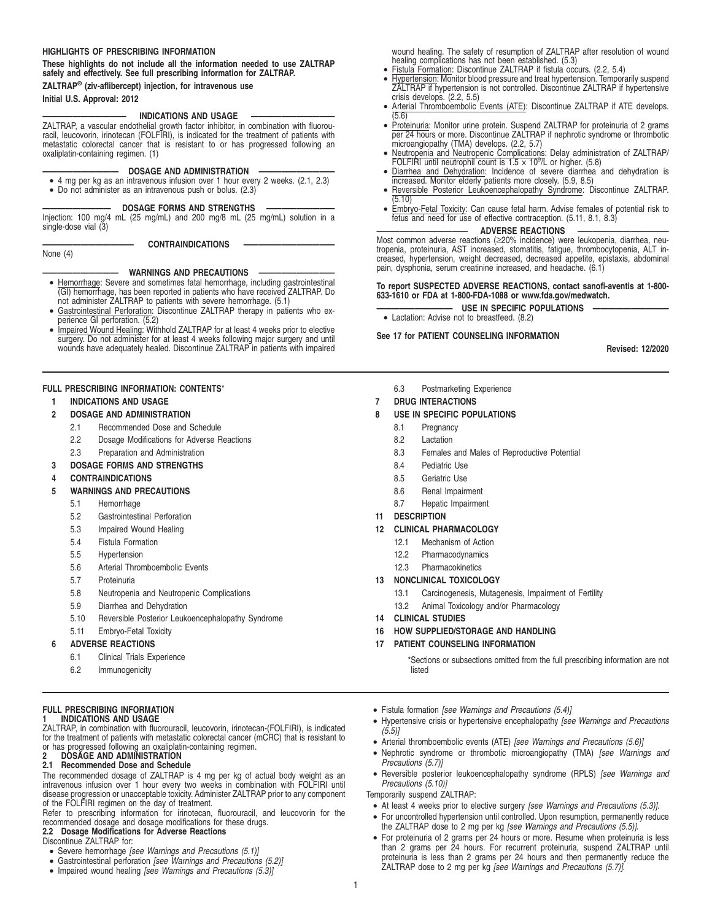## HIGHLIGHTS OF PRESCRIBING INFORMATION

**These highlights do not include all the information needed to use ZALTRAP safely and effectively. See full prescribing information for ZALTRAP.**

**ZALTRAP® (ziv-aflibercept) injection, for intravenous use**

**Initial U.S. Approval: 2012**

### INDICATIONS AND USAGE

ZALTRAP, a vascular endothelial growth factor inhibitor, in combination with fluorouracil, leucovorin, irinotecan (FOLFIRI), is indicated for the treatment of patients with metastatic colorectal cancer that is resistant to or has progressed following an oxaliplatin-containing regimen. (1)

### DOSAGE AND ADMINISTRATION

- 4 mg per kg as an intravenous infusion over 1 hour every 2 weeks. (2.1, 2.3)
- Do not administer as an intravenous push or bolus. (2.3)

### DOSAGE FORMS AND STRENGTHS

Injection: 100 mg/4 mL (25 mg/mL) and 200 mg/8 mL (25 mg/mL) solution in a single-dose vial (3)

### CONTRAINDICATIONS

None (4)

### WARNINGS AND PRECAUTIONS

- Hemorrhage: Severe and sometimes fatal hemorrhage, including gastrointestinal (GI) hemorrhage, has been reported in patients who have received ZALTRAP. Do not administer ZALTRAP to patients with severe hemorrhage. (5.1)
- Gastrointestinal Perforation: Discontinue ZALTRAP therapy in patients who experience GI perforation. (5.2)
- Impaired Wound Healing: Withhold ZALTRAP for at least 4 weeks prior to elective surgery. Do not administer for at least 4 weeks following major surgery and until wounds have adequately healed. Discontinue ZALTRAP in patients with impaired wound healing. The safety of resumption of ZALTRAP after resolution of wound healing complications has not been established. (5.3)
- Fistula Formation: Discontinue ZALTRAP if fistula occurs. (2.2, 5.4)
- Hypertension: Monitor blood pressure and treat hypertension. Temporarily suspend ZALTRAP if hypertension is not controlled. Discontinue ZALTRAP if hypertensive crisis develops. (2.2, 5.5)
- Arterial Thromboembolic Events (ATE): Discontinue ZALTRAP if ATE develops. (5.6)
- Proteinuria: Monitor urine protein. Suspend ZALTRAP for proteinuria of 2 grams per 24 hours or more. Discontinue ZALTRAP if nephrotic syndrome or thrombotic microangiopathy (TMA) develops. (2.2, 5.7)
- Neutropenia and Neutropenic Complications: Delay administration of ZALTRAP/FOLFIRI until neutrophil count is $1.5 \times 10^9$/L or higher. (5.8)
- Diarrhea and Dehydration: Incidence of severe diarrhea and dehydration is increased. Monitor elderly patients more closely. (5.9, 8.5)
- Reversible Posterior Leukoencephalopathy Syndrome: Discontinue ZALTRAP. (5.10)
- Embryo-Fetal Toxicity: Can cause fetal harm. Advise females of potential risk to fetus and need for use of effective contraception. (5.11, 8.1, 8.3)

### ADVERSE REACTIONS

Most common adverse reactions (≥20% incidence) were leukopenia, diarrhea, neutropenia, proteinuria, AST increased, stomatitis, fatigue, thrombocytopenia, ALT increased, hypertension, weight decreased, decreased appetite, epistaxis, abdominal pain, dysphonia, serum creatinine increased, and headache. (6.1)

**To report SUSPECTED ADVERSE REACTIONS, contact sanofi-aventis at 1-800-633-1610 or FDA at 1-800-FDA-1088 or www.fda.gov/medwatch.**

### USE IN SPECIFIC POPULATIONS

- Lactation: Advise not to breastfeed. (8.2)

**See 17 for PATIENT COUNSELING INFORMATION**

**Revised: 12/2020**

---

## FULL PRESCRIBING INFORMATION: CONTENTS*

**1 INDICATIONS AND USAGE**

**2 DOSAGE AND ADMINISTRATION**
- 2.1 Recommended Dose and Schedule
- 2.2 Dosage Modifications for Adverse Reactions
- 2.3 Preparation and Administration

**3 DOSAGE FORMS AND STRENGTHS**

**4 CONTRAINDICATIONS**

**5 WARNINGS AND PRECAUTIONS**
- 5.1 Hemorrhage
- 5.2 Gastrointestinal Perforation
- 5.3 Impaired Wound Healing
- 5.4 Fistula Formation
- 5.5 Hypertension
- 5.6 Arterial Thromboembolic Events
- 5.7 Proteinuria
- 5.8 Neutropenia and Neutropenic Complications
- 5.9 Diarrhea and Dehydration
- 5.10 Reversible Posterior Leukoencephalopathy Syndrome
- 5.11 Embryo-Fetal Toxicity

**6 ADVERSE REACTIONS**
- 6.1 Clinical Trials Experience
- 6.2 Immunogenicity
- 6.3 Postmarketing Experience

**7 DRUG INTERACTIONS**

**8 USE IN SPECIFIC POPULATIONS**
- 8.1 Pregnancy
- 8.2 Lactation
- 8.3 Females and Males of Reproductive Potential
- 8.4 Pediatric Use
- 8.5 Geriatric Use
- 8.6 Renal Impairment
- 8.7 Hepatic Impairment

**11 DESCRIPTION**

**12 CLINICAL PHARMACOLOGY**
- 12.1 Mechanism of Action
- 12.2 Pharmacodynamics
- 12.3 Pharmacokinetics

**13 NONCLINICAL TOXICOLOGY**
- 13.1 Carcinogenesis, Mutagenesis, Impairment of Fertility
- 13.2 Animal Toxicology and/or Pharmacology

**14 CLINICAL STUDIES**

**16 HOW SUPPLIED/STORAGE AND HANDLING**

**17 PATIENT COUNSELING INFORMATION**

*Sections or subsections omitted from the full prescribing information are not listed

---

## FULL PRESCRIBING INFORMATION

## 1 INDICATIONS AND USAGE

ZALTRAP, in combination with fluorouracil, leucovorin, irinotecan-(FOLFIRI), is indicated for the treatment of patients with metastatic colorectal cancer (mCRC) that is resistant to or has progressed following an oxaliplatin-containing regimen.

## 2 DOSAGE AND ADMINISTRATION

### 2.1 Recommended Dose and Schedule

The recommended dosage of ZALTRAP is 4 mg per kg of actual body weight as an intravenous infusion over 1 hour every two weeks in combination with FOLFIRI until disease progression or unacceptable toxicity. Administer ZALTRAP prior to any component of the FOLFIRI regimen on the day of treatment.

Refer to prescribing information for irinotecan, fluorouracil, and leucovorin for the recommended dosage and dosage modifications for these drugs.

### 2.2 Dosage Modifications for Adverse Reactions

Discontinue ZALTRAP for:

- Severe hemorrhage *[see Warnings and Precautions (5.1)]*
- Gastrointestinal perforation *[see Warnings and Precautions (5.2)]*
- Impaired wound healing *[see Warnings and Precautions (5.3)]*
- Fistula formation *[see Warnings and Precautions (5.4)]*
- Hypertensive crisis or hypertensive encephalopathy *[see Warnings and Precautions (5.5)]*
- Arterial thromboembolic events (ATE) *[see Warnings and Precautions (5.6)]*
- Nephrotic syndrome or thrombotic microangiopathy (TMA) *[see Warnings and Precautions (5.7)]*
- Reversible posterior leukoencephalopathy syndrome (RPLS) *[see Warnings and Precautions (5.10)]*

Temporarily suspend ZALTRAP:

- At least 4 weeks prior to elective surgery *[see Warnings and Precautions (5.3)]*.
- For uncontrolled hypertension until controlled. Upon resumption, permanently reduce the ZALTRAP dose to 2 mg per kg *[see Warnings and Precautions (5.5)]*.
- For proteinuria of 2 grams per 24 hours or more. Resume when proteinuria is less than 2 grams per 24 hours. For recurrent proteinuria, suspend ZALTRAP until proteinuria is less than 2 grams per 24 hours and then permanently reduce the ZALTRAP dose to 2 mg per kg *[see Warnings and Precautions (5.7)]*.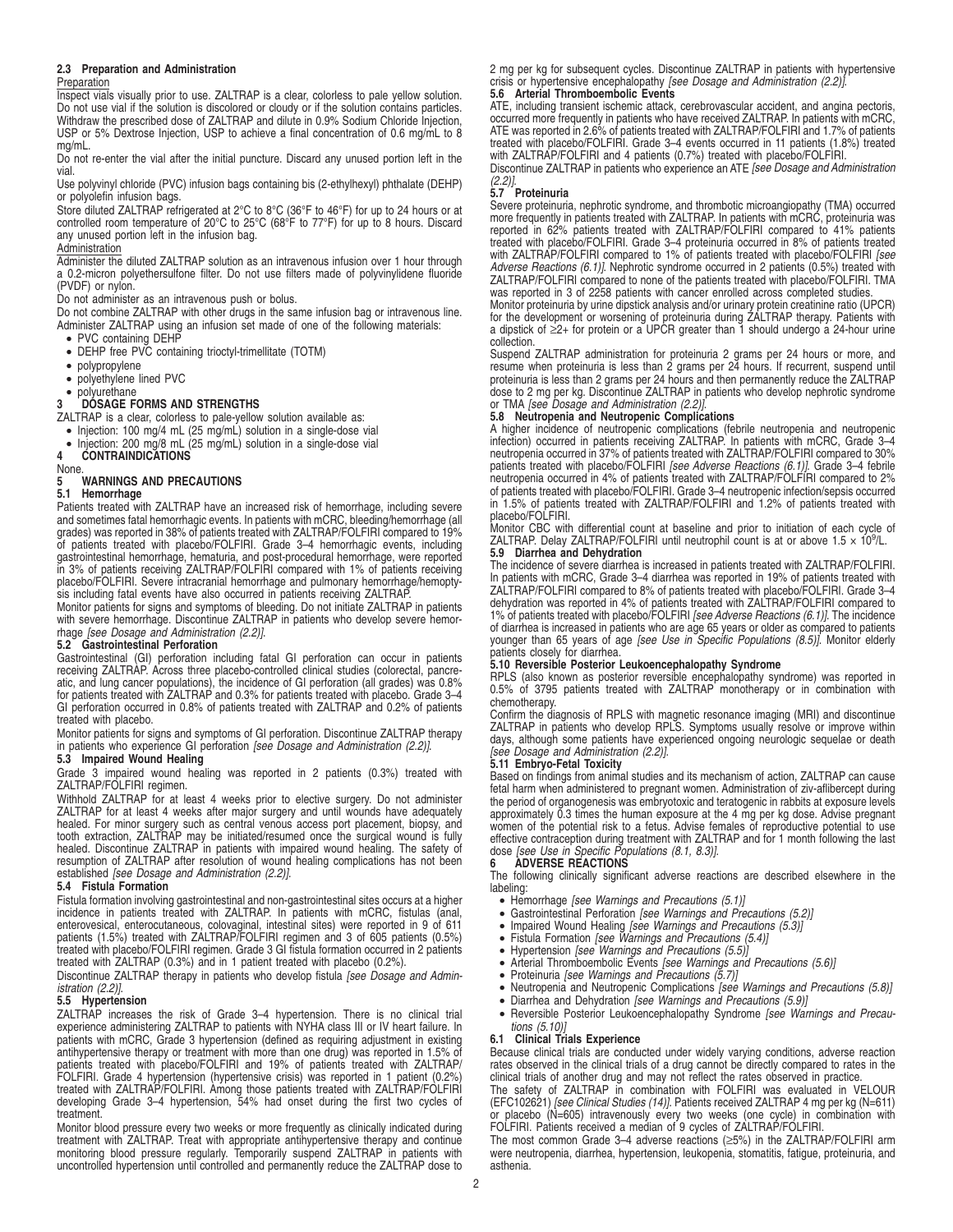### 2.3 Preparation and Administration

Preparation

Inspect vials visually prior to use. ZALTRAP is a clear, colorless to pale yellow solution. Do not use vial if the solution is discolored or cloudy or if the solution contains particles. Withdraw the prescribed dose of ZALTRAP and dilute in 0.9% Sodium Chloride Injection, USP or 5% Dextrose Injection, USP to achieve a final concentration of 0.6 mg/mL to 8 mg/mL.

Do not re-enter the vial after the initial puncture. Discard any unused portion left in the vial.

Use polyvinyl chloride (PVC) infusion bags containing bis (2-ethylhexyl) phthalate (DEHP) or polyolefin infusion bags.

Store diluted ZALTRAP refrigerated at 2°C to 8°C (36°F to 46°F) for up to 24 hours or at controlled room temperature of 20°C to 25°C (68°F to 77°F) for up to 8 hours. Discard any unused portion left in the infusion bag.

Administration

Administer the diluted ZALTRAP solution as an intravenous infusion over 1 hour through a 0.2-micron polyethersulfone filter. Do not use filters made of polyvinylidene fluoride (PVDF) or nylon.

Do not administer as an intravenous push or bolus.

Do not combine ZALTRAP with other drugs in the same infusion bag or intravenous line. Administer ZALTRAP using an infusion set made of one of the following materials:

- PVC containing DEHP
- DEHP free PVC containing trioctyl-trimellitate (TOTM)
- polypropylene
- polyethylene lined PVC
- polyurethane

## 3 DOSAGE FORMS AND STRENGTHS

ZALTRAP is a clear, colorless to pale-yellow solution available as:

- Injection: 100 mg/4 mL (25 mg/mL) solution in a single-dose vial
- Injection: 200 mg/8 mL (25 mg/mL) solution in a single-dose vial

## 4 CONTRAINDICATIONS

None.

## 5 WARNINGS AND PRECAUTIONS

### 5.1 Hemorrhage

Patients treated with ZALTRAP have an increased risk of hemorrhage, including severe and sometimes fatal hemorrhagic events. In patients with mCRC, bleeding/hemorrhage (all grades) was reported in 38% of patients treated with ZALTRAP/FOLFIRI compared to 19% of patients treated with placebo/FOLFIRI. Grade 3–4 hemorrhagic events, including gastrointestinal hemorrhage, hematuria, and post-procedural hemorrhage, were reported in 3% of patients receiving ZALTRAP/FOLFIRI compared with 1% of patients receiving placebo/FOLFIRI. Severe intracranial hemorrhage and pulmonary hemorrhage/hemoptysis including fatal events have also occurred in patients receiving ZALTRAP.

Monitor patients for signs and symptoms of bleeding. Do not initiate ZALTRAP in patients with severe hemorrhage. Discontinue ZALTRAP in patients who develop severe hemorrhage *[see Dosage and Administration (2.2)]*.

### 5.2 Gastrointestinal Perforation

Gastrointestinal (GI) perforation including fatal GI perforation can occur in patients receiving ZALTRAP. Across three placebo-controlled clinical studies (colorectal, pancreatic, and lung cancer populations), the incidence of GI perforation (all grades) was 0.8% for patients treated with ZALTRAP and 0.3% for patients treated with placebo. Grade 3–4 GI perforation occurred in 0.8% of patients treated with ZALTRAP and 0.2% of patients treated with placebo.

Monitor patients for signs and symptoms of GI perforation. Discontinue ZALTRAP therapy in patients who experience GI perforation *[see Dosage and Administration (2.2)]*.

### 5.3 Impaired Wound Healing

Grade 3 impaired wound healing was reported in 2 patients (0.3%) treated with ZALTRAP/FOLFIRI regimen.

Withhold ZALTRAP for at least 4 weeks prior to elective surgery. Do not administer ZALTRAP for at least 4 weeks after major surgery and until wounds have adequately healed. For minor surgery such as central venous access port placement, biopsy, and tooth extraction, ZALTRAP may be initiated/resumed once the surgical wound is fully healed. Discontinue ZALTRAP in patients with impaired wound healing. The safety of resumption of ZALTRAP after resolution of wound healing complications has not been established *[see Dosage and Administration (2.2)]*.

### 5.4 Fistula Formation

Fistula formation involving gastrointestinal and non-gastrointestinal sites occurs at a higher incidence in patients treated with ZALTRAP. In patients with mCRC, fistulas (anal, enterovesical, enterocutaneous, colovaginal, intestinal sites) were reported in 9 of 611 patients (1.5%) treated with ZALTRAP/FOLFIRI regimen and 3 of 605 patients (0.5%) treated with placebo/FOLFIRI regimen. Grade 3 GI fistula formation occurred in 2 patients treated with ZALTRAP (0.3%) and in 1 patient treated with placebo (0.2%).

Discontinue ZALTRAP therapy in patients who develop fistula *[see Dosage and Administration (2.2)]*.

### 5.5 Hypertension

ZALTRAP increases the risk of Grade 3–4 hypertension. There is no clinical trial experience administering ZALTRAP to patients with NYHA class III or IV heart failure. In patients with mCRC, Grade 3 hypertension (defined as requiring adjustment in existing antihypertensive therapy or treatment with more than one drug) was reported in 1.5% of patients treated with placebo/FOLFIRI and 19% of patients treated with ZALTRAP/FOLFIRI. Grade 4 hypertension (hypertensive crisis) was reported in 1 patient (0.2%) treated with ZALTRAP/FOLFIRI. Among those patients treated with ZALTRAP/FOLFIRI developing Grade 3–4 hypertension, 54% had onset during the first two cycles of treatment.

Monitor blood pressure every two weeks or more frequently as clinically indicated during treatment with ZALTRAP. Treat with appropriate antihypertensive therapy and continue monitoring blood pressure regularly. Temporarily suspend ZALTRAP in patients with uncontrolled hypertension until controlled and permanently reduce the ZALTRAP dose to 2 mg per kg for subsequent cycles. Discontinue ZALTRAP in patients with hypertensive crisis or hypertensive encephalopathy *[see Dosage and Administration (2.2)]*.

### 5.6 Arterial Thromboembolic Events

ATE, including transient ischemic attack, cerebrovascular accident, and angina pectoris, occurred more frequently in patients who have received ZALTRAP. In patients with mCRC, ATE was reported in 2.6% of patients treated with ZALTRAP/FOLFIRI and 1.7% of patients treated with placebo/FOLFIRI. Grade 3–4 events occurred in 11 patients (1.8%) treated with ZALTRAP/FOLFIRI and 4 patients (0.7%) treated with placebo/FOLFIRI.

Discontinue ZALTRAP in patients who experience an ATE *[see Dosage and Administration (2.2)]*.

### 5.7 Proteinuria

Severe proteinuria, nephrotic syndrome, and thrombotic microangiopathy (TMA) occurred more frequently in patients treated with ZALTRAP. In patients with mCRC, proteinuria was reported in 62% patients treated with ZALTRAP/FOLFIRI compared to 41% patients treated with placebo/FOLFIRI. Grade 3–4 proteinuria occurred in 8% of patients treated with ZALTRAP/FOLFIRI compared to 1% of patients treated with placebo/FOLFIRI *[see Adverse Reactions (6.1)]*. Nephrotic syndrome occurred in 2 patients (0.5%) treated with ZALTRAP/FOLFIRI compared to none of the patients treated with placebo/FOLFIRI. TMA was reported in 3 of 2258 patients with cancer enrolled across completed studies.

Monitor proteinuria by urine dipstick analysis and/or urinary protein creatinine ratio (UPCR) for the development or worsening of proteinuria during ZALTRAP therapy. Patients with a dipstick of ≥2+ for protein or a UPCR greater than 1 should undergo a 24-hour urine collection.

Suspend ZALTRAP administration for proteinuria 2 grams per 24 hours or more, and resume when proteinuria is less than 2 grams per 24 hours. If recurrent, suspend until proteinuria is less than 2 grams per 24 hours and then permanently reduce the ZALTRAP dose to 2 mg per kg. Discontinue ZALTRAP in patients who develop nephrotic syndrome or TMA *[see Dosage and Administration (2.2)]*.

### 5.8 Neutropenia and Neutropenic Complications

A higher incidence of neutropenic complications (febrile neutropenia and neutropenic infection) occurred in patients receiving ZALTRAP. In patients with mCRC, Grade 3–4 neutropenia occurred in 37% of patients treated with ZALTRAP/FOLFIRI compared to 30% patients treated with placebo/FOLFIRI *[see Adverse Reactions (6.1)]*. Grade 3–4 febrile neutropenia occurred in 4% of patients treated with ZALTRAP/FOLFIRI compared to 2% of patients treated with placebo/FOLFIRI. Grade 3–4 neutropenic infection/sepsis occurred in 1.5% of patients treated with ZALTRAP/FOLFIRI and 1.2% of patients treated with placebo/FOLFIRI.

Monitor CBC with differential count at baseline and prior to initiation of each cycle of ZALTRAP. Delay ZALTRAP/FOLFIRI until neutrophil count is at or above $1.5 \times 10^9$/L.

### 5.9 Diarrhea and Dehydration

The incidence of severe diarrhea is increased in patients treated with ZALTRAP/FOLFIRI. In patients with mCRC, Grade 3–4 diarrhea was reported in 19% of patients treated with ZALTRAP/FOLFIRI compared to 8% of patients treated with placebo/FOLFIRI. Grade 3–4 dehydration was reported in 4% of patients treated with ZALTRAP/FOLFIRI compared to 1% of patients treated with placebo/FOLFIRI *[see Adverse Reactions (6.1)]*. The incidence of diarrhea is increased in patients who are age 65 years or older as compared to patients younger than 65 years of age *[see Use in Specific Populations (8.5)]*. Monitor elderly patients closely for diarrhea.

### 5.10 Reversible Posterior Leukoencephalopathy Syndrome

RPLS (also known as posterior reversible encephalopathy syndrome) was reported in 0.5% of 3795 patients treated with ZALTRAP monotherapy or in combination with chemotherapy.

Confirm the diagnosis of RPLS with magnetic resonance imaging (MRI) and discontinue ZALTRAP in patients who develop RPLS. Symptoms usually resolve or improve within days, although some patients have experienced ongoing neurologic sequelae or death *[see Dosage and Administration (2.2)]*.

### 5.11 Embryo-Fetal Toxicity

Based on findings from animal studies and its mechanism of action, ZALTRAP can cause fetal harm when administered to pregnant women. Administration of ziv-aflibercept during the period of organogenesis was embryotoxic and teratogenic in rabbits at exposure levels approximately 0.3 times the human exposure at the 4 mg per kg dose. Advise pregnant women of the potential risk to a fetus. Advise females of reproductive potential to use effective contraception during treatment with ZALTRAP and for 1 month following the last dose *[see Use in Specific Populations (8.1, 8.3)]*.

## 6 ADVERSE REACTIONS

The following clinically significant adverse reactions are described elsewhere in the labeling:

- Hemorrhage *[see Warnings and Precautions (5.1)]*
- Gastrointestinal Perforation *[see Warnings and Precautions (5.2)]*
- Impaired Wound Healing *[see Warnings and Precautions (5.3)]*
- Fistula Formation *[see Warnings and Precautions (5.4)]*
- Hypertension *[see Warnings and Precautions (5.5)]*
- Arterial Thromboembolic Events *[see Warnings and Precautions (5.6)]*
- Proteinuria *[see Warnings and Precautions (5.7)]*
- Neutropenia and Neutropenic Complications *[see Warnings and Precautions (5.8)]*
- Diarrhea and Dehydration *[see Warnings and Precautions (5.9)]*
- Reversible Posterior Leukoencephalopathy Syndrome *[see Warnings and Precautions (5.10)]*

### 6.1 Clinical Trials Experience

Because clinical trials are conducted under widely varying conditions, adverse reaction rates observed in the clinical trials of a drug cannot be directly compared to rates in the clinical trials of another drug and may not reflect the rates observed in practice.

The safety of ZALTRAP in combination with FOLFIRI was evaluated in VELOUR (EFC10262l) *[see Clinical Studies (14)]*. Patients received ZALTRAP 4 mg per kg (N=611) or placebo (N=605) intravenously every two weeks (one cycle) in combination with FOLFIRI. Patients received a median of 9 cycles of ZALTRAP/FOLFIRI.

The most common Grade 3–4 adverse reactions (≥5%) in the ZALTRAP/FOLFIRI arm were neutropenia, diarrhea, hypertension, leukopenia, stomatitis, fatigue, proteinuria, and asthenia.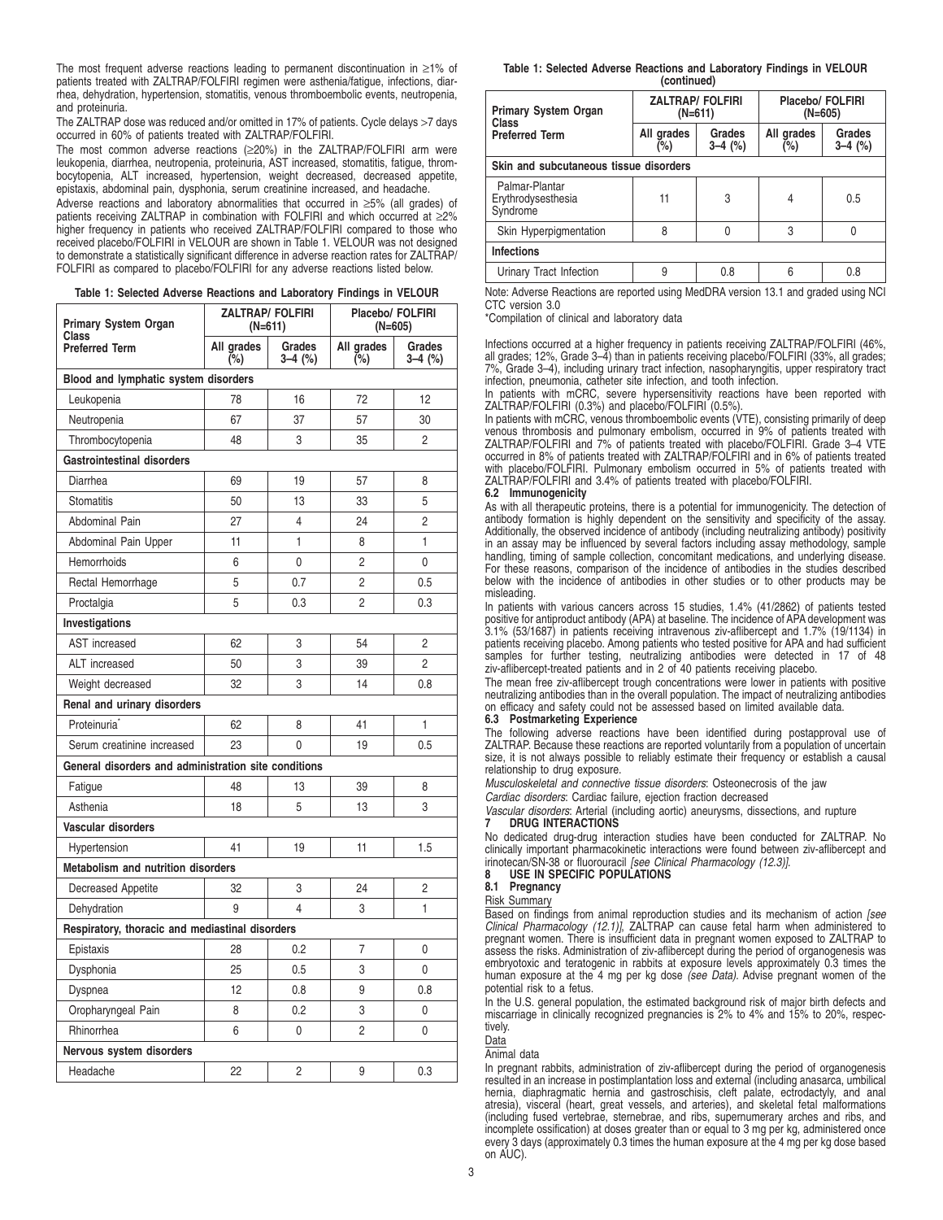The most frequent adverse reactions leading to permanent discontinuation in ≥1% of patients treated with ZALTRAP/FOLFIRI regimen were asthenia/fatigue, infections, diarrhea, dehydration, hypertension, stomatitis, venous thromboembolic events, neutropenia, and proteinuria.

The ZALTRAP dose was reduced and/or omitted in 17% of patients. Cycle delays >7 days occurred in 60% of patients treated with ZALTRAP/FOLFIRI.

The most common adverse reactions (≥20%) in the ZALTRAP/FOLFIRI arm were leukopenia, diarrhea, neutropenia, proteinuria, AST increased, stomatitis, fatigue, thrombocytopenia, ALT increased, hypertension, weight decreased, decreased appetite, epistaxis, abdominal pain, dysphonia, serum creatinine increased, and headache.

Adverse reactions and laboratory abnormalities that occurred in ≥5% (all grades) of patients receiving ZALTRAP in combination with FOLFIRI and which occurred at ≥2% higher frequency in patients who received ZALTRAP/FOLFIRI compared to those who received placebo/FOLFIRI in VELOUR are shown in Table 1. VELOUR was not designed to demonstrate a statistically significant difference in adverse reaction rates for ZALTRAP/FOLFIRI as compared to placebo/FOLFIRI for any adverse reactions listed below.

**Table 1: Selected Adverse Reactions and Laboratory Findings in VELOUR**

| Primary System Organ Class Preferred Term | ZALTRAP/ FOLFIRI (N=611) | | Placebo/ FOLFIRI (N=605) | |
|---|---|---|---|---|
| | All grades (%) | Grades 3–4 (%) | All grades (%) | Grades 3–4 (%) |
| **Blood and lymphatic system disorders** | | | | |
| Leukopenia | 78 | 16 | 72 | 12 |
| Neutropenia | 67 | 37 | 57 | 30 |
| Thrombocytopenia | 48 | 3 | 35 | 2 |
| **Gastrointestinal disorders** | | | | |
| Diarrhea | 69 | 19 | 57 | 8 |
| Stomatitis | 50 | 13 | 33 | 5 |
| Abdominal Pain | 27 | 4 | 24 | 2 |
| Abdominal Pain Upper | 11 | 1 | 8 | 1 |
| Hemorrhoids | 6 | 0 | 2 | 0 |
| Rectal Hemorrhage | 5 | 0.7 | 2 | 0.5 |
| Proctalgia | 5 | 0.3 | 2 | 0.3 |
| **Investigations** | | | | |
| AST increased | 62 | 3 | 54 | 2 |
| ALT increased | 50 | 3 | 39 | 2 |
| Weight decreased | 32 | 3 | 14 | 0.8 |
| **Renal and urinary disorders** | | | | |
| Proteinuria* | 62 | 8 | 41 | 1 |
| Serum creatinine increased | 23 | 0 | 19 | 0.5 |
| **General disorders and administration site conditions** | | | | |
| Fatigue | 48 | 13 | 39 | 8 |
| Asthenia | 18 | 5 | 13 | 3 |
| **Vascular disorders** | | | | |
| Hypertension | 41 | 19 | 11 | 1.5 |
| **Metabolism and nutrition disorders** | | | | |
| Decreased Appetite | 32 | 3 | 24 | 2 |
| Dehydration | 9 | 4 | 3 | 1 |
| **Respiratory, thoracic and mediastinal disorders** | | | | |
| Epistaxis | 28 | 0.2 | 7 | 0 |
| Dysphonia | 25 | 0.5 | 3 | 0 |
| Dyspnea | 12 | 0.8 | 9 | 0.8 |
| Oropharyngeal Pain | 8 | 0.2 | 3 | 0 |
| Rhinorrhea | 6 | 0 | 2 | 0 |
| **Nervous system disorders** | | | | |
| Headache | 22 | 2 | 9 | 0.3 |
| **Skin and subcutaneous tissue disorders** | | | | |
| Palmar-Plantar Erythrodysesthesia Syndrome | 11 | 3 | 4 | 0.5 |
| Skin Hyperpigmentation | 8 | 0 | 3 | 0 |
| **Infections** | | | | |
| Urinary Tract Infection | 9 | 0.8 | 6 | 0.8 |

Note: Adverse Reactions are reported using MedDRA version 13.1 and graded using NCI CTC version 3.0

*Compilation of clinical and laboratory data

Infections occurred at a higher frequency in patients receiving ZALTRAP/FOLFIRI (46%, all grades; 12%, Grade 3–4) than in patients receiving placebo/FOLFIRI (33%, all grades; 7%, Grade 3–4), including urinary tract infection, nasopharyngitis, upper respiratory tract infection, pneumonia, catheter site infection, and tooth infection.

In patients with mCRC, severe hypersensitivity reactions have been reported with ZALTRAP/FOLFIRI (0.3%) and placebo/FOLFIRI (0.5%).

In patients with mCRC, venous thromboembolic events (VTE), consisting primarily of deep venous thrombosis and pulmonary embolism, occurred in 9% of patients treated with ZALTRAP/FOLFIRI and 7% of patients treated with placebo/FOLFIRI. Grade 3–4 VTE occurred in 8% of patients treated with ZALTRAP/FOLFIRI and in 6% of patients treated with placebo/FOLFIRI. Pulmonary embolism occurred in 5% of patients treated with ZALTRAP/FOLFIRI and 3.4% of patients treated with placebo/FOLFIRI.

### 6.2 Immunogenicity

As with all therapeutic proteins, there is a potential for immunogenicity. The detection of antibody formation is highly dependent on the sensitivity and specificity of the assay. Additionally, the observed incidence of antibody (including neutralizing antibody) positivity in an assay may be influenced by several factors including assay methodology, sample handling, timing of sample collection, concomitant medications, and underlying disease. For these reasons, comparison of the incidence of antibodies in the studies described below with the incidence of antibodies in other studies or to other products may be misleading.

In patients with various cancers across 15 studies, 1.4% (41/2862) of patients tested positive for antiproduct antibody (APA) at baseline. The incidence of APA development was 3.1% (53/1687) in patients receiving intravenous ziv-aflibercept and 1.7% (19/1134) in patients receiving placebo. Among patients who tested positive for APA and had sufficient samples for further testing, neutralizing antibodies were detected in 17 of 48 ziv-aflibercept-treated patients and in 2 of 40 patients receiving placebo.

The mean free ziv-aflibercept trough concentrations were lower in patients with positive neutralizing antibodies than in the overall population. The impact of neutralizing antibodies on efficacy and safety could not be assessed based on limited available data.

### 6.3 Postmarketing Experience

The following adverse reactions have been identified during postapproval use of ZALTRAP. Because these reactions are reported voluntarily from a population of uncertain size, it is not always possible to reliably estimate their frequency or establish a causal relationship to drug exposure.

*Musculoskeletal and connective tissue disorders*: Osteonecrosis of the jaw

*Cardiac disorders*: Cardiac failure, ejection fraction decreased

*Vascular disorders*: Arterial (including aortic) aneurysms, dissections, and rupture

## 7 DRUG INTERACTIONS

No dedicated drug-drug interaction studies have been conducted for ZALTRAP. No clinically important pharmacokinetic interactions were found between ziv-aflibercept and irinotecan/SN-38 or fluorouracil *[see Clinical Pharmacology (12.3)]*.

## 8 USE IN SPECIFIC POPULATIONS

### 8.1 Pregnancy

Risk Summary

Based on findings from animal reproduction studies and its mechanism of action *[see Clinical Pharmacology (12.1)]*, ZALTRAP can cause fetal harm when administered to pregnant women. There is insufficient data in pregnant women exposed to ZALTRAP to assess the risks. Administration of ziv-aflibercept during the period of organogenesis was embryotoxic and teratogenic in rabbits at exposure levels approximately 0.3 times the human exposure at the 4 mg per kg dose *(see Data)*. Advise pregnant women of the potential risk to a fetus.

In the U.S. general population, the estimated background risk of major birth defects and miscarriage in clinically recognized pregnancies is 2% to 4% and 15% to 20%, respectively.

Data

Animal data

In pregnant rabbits, administration of ziv-aflibercept during the period of organogenesis resulted in an increase in postimplantation loss and external (including anasarca, umbilical hernia, diaphragmatic hernia and gastroschisis, cleft palate, ectrodactyly, and anal atresia), visceral (heart, great vessels, and arteries), and skeletal fetal malformations (including fused vertebrae, sternebrae, and ribs, supernumerary arches and ribs, and incomplete ossification) at doses greater than or equal to 3 mg per kg, administered once every 3 days (approximately 0.3 times the human exposure at the 4 mg per kg dose based on AUC).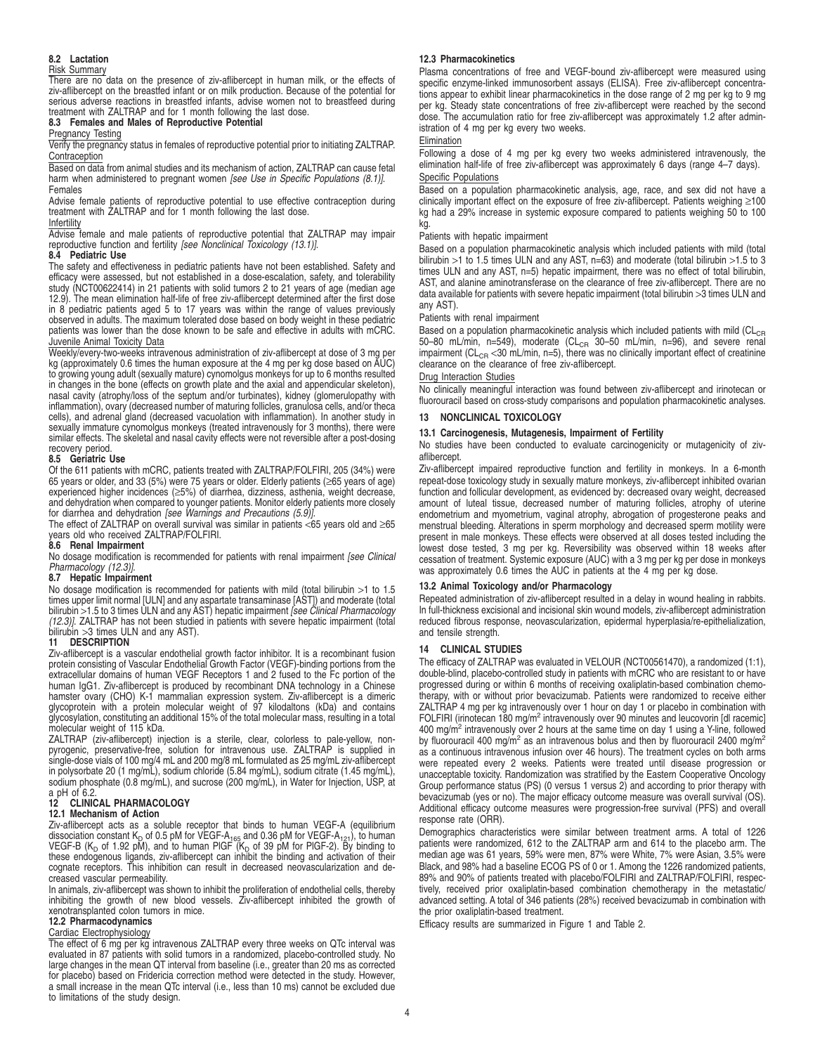### 8.2 Lactation

Risk Summary

There are no data on the presence of ziv-aflibercept in human milk, or the effects of ziv-aflibercept on the breastfed infant or on milk production. Because of the potential for serious adverse reactions in breastfed infants, advise women not to breastfeed during treatment with ZALTRAP and for 1 month following the last dose.

### 8.3 Females and Males of Reproductive Potential

Pregnancy Testing

Verify the pregnancy status in females of reproductive potential prior to initiating ZALTRAP.

Contraception

Based on data from animal studies and its mechanism of action, ZALTRAP can cause fetal harm when administered to pregnant women *[see Use in Specific Populations (8.1)]*.

Females

Advise female patients of reproductive potential to use effective contraception during treatment with ZALTRAP and for 1 month following the last dose.

Infertility

Advise female and male patients of reproductive potential that ZALTRAP may impair reproductive function and fertility *[see Nonclinical Toxicology (13.1)]*.

### 8.4 Pediatric Use

The safety and effectiveness in pediatric patients have not been established. Safety and efficacy were assessed, but not established in a dose-escalation, safety, and tolerability study (NCT00622414) in 21 patients with solid tumors 2 to 21 years of age (median age 12.9). The mean elimination half-life of free ziv-aflibercept determined after the first dose in 8 pediatric patients aged 5 to 17 years was within the range of values previously observed in adults. The maximum tolerated dose based on body weight in these pediatric patients was lower than the dose known to be safe and effective in adults with mCRC.

Juvenile Animal Toxicity Data

Weekly/every-two-weeks intravenous administration of ziv-aflibercept at dose of 3 mg per kg (approximately 0.6 times the human exposure at the 4 mg per kg dose based on AUC) to growing young adult (sexually mature) cynomolgus monkeys for up to 6 months resulted in changes in the bone (effects on growth plate and the axial and appendicular skeleton), nasal cavity (atrophy/loss of the septum and/or turbinates), kidney (glomerulopathy with inflammation), ovary (decreased number of maturing follicles, granulosa cells, and/or theca cells), and adrenal gland (decreased vacuolation with inflammation). In another study in sexually immature cynomolgus monkeys (treated intravenously for 3 months), there were similar effects. The skeletal and nasal cavity effects were not reversible after a post-dosing recovery period.

### 8.5 Geriatric Use

Of the 611 patients with mCRC, patients treated with ZALTRAP/FOLFIRI, 205 (34%) were 65 years or older, and 33 (5%) were 75 years or older. Elderly patients (≥65 years of age) experienced higher incidences (≥5%) of diarrhea, dizziness, asthenia, weight decrease, and dehydration when compared to younger patients. Monitor elderly patients more closely for diarrhea and dehydration *[see Warnings and Precautions (5.9)]*.

The effect of ZALTRAP on overall survival was similar in patients <65 years old and ≥65 years old who received ZALTRAP/FOLFIRI.

### 8.6 Renal Impairment

No dosage modification is recommended for patients with renal impairment *[see Clinical Pharmacology (12.3)]*.

### 8.7 Hepatic Impairment

No dosage modification is recommended for patients with mild (total bilirubin >1 to 1.5 times upper limit normal [ULN] and any aspartate transaminase [AST]) and moderate (total bilirubin >1.5 to 3 times ULN and any AST) hepatic impairment *[see Clinical Pharmacology (12.3)]*. ZALTRAP has not been studied in patients with severe hepatic impairment (total bilirubin >3 times ULN and any AST).

## 11 DESCRIPTION

Ziv-aflibercept is a vascular endothelial growth factor inhibitor. It is a recombinant fusion protein consisting of Vascular Endothelial Growth Factor (VEGF)-binding portions from the extracellular domains of human VEGF Receptors 1 and 2 fused to the Fc portion of the human IgG1. Ziv-aflibercept is produced by recombinant DNA technology in a Chinese hamster ovary (CHO) K-1 mammalian expression system. Ziv-aflibercept is a dimeric glycoprotein with a protein molecular weight of 97 kilodaltons (kDa) and contains glycosylation, constituting an additional 15% of the total molecular mass, resulting in a total molecular weight of 115 kDa.

ZALTRAP (ziv-aflibercept) injection is a sterile, clear, colorless to pale-yellow, non-pyrogenic, preservative-free, solution for intravenous use. ZALTRAP is supplied in single-dose vials of 100 mg/4 mL and 200 mg/8 mL formulated as 25 mg/mL ziv-aflibercept in polysorbate 20 (1 mg/mL), sodium chloride (5.84 mg/mL), sodium citrate (1.45 mg/mL), sodium phosphate (0.8 mg/mL), and sucrose (200 mg/mL), in Water for Injection, USP, at a pH of 6.2.

## 12 CLINICAL PHARMACOLOGY

### 12.1 Mechanism of Action

Ziv-aflibercept acts as a soluble receptor that binds to human VEGF-A (equilibrium dissociation constant $K_D$ of 0.5 pM for VEGF-$A_{165}$ and 0.36 pM for VEGF-$A_{121}$), to human VEGF-B ($K_D$ of 1.92 pM), and to human PlGF ($K_D$ of 39 pM for PlGF-2). By binding to these endogenous ligands, ziv-aflibercept can inhibit the binding and activation of their cognate receptors. This inhibition can result in decreased neovascularization and decreased vascular permeability.

In animals, ziv-aflibercept was shown to inhibit the proliferation of endothelial cells, thereby inhibiting the growth of new blood vessels. Ziv-aflibercept inhibited the growth of xenotransplanted colon tumors in mice.

### 12.2 Pharmacodynamics

Cardiac Electrophysiology

The effect of 6 mg per kg intravenous ZALTRAP every three weeks on QTc interval was evaluated in 87 patients with solid tumors in a randomized, placebo-controlled study. No large changes in the mean QT interval from baseline (i.e., greater than 20 ms as corrected for placebo) based on Fridericia correction method were detected in the study. However, a small increase in the mean QTc interval (i.e., less than 10 ms) cannot be excluded due to limitations of the study design.

### 12.3 Pharmacokinetics

Plasma concentrations of free and VEGF-bound ziv-aflibercept were measured using specific enzyme-linked immunosorbent assays (ELISA). Free ziv-aflibercept concentrations appear to exhibit linear pharmacokinetics in the dose range of 2 mg per kg to 9 mg per kg. Steady state concentrations of free ziv-aflibercept were reached by the second dose. The accumulation ratio for free ziv-aflibercept was approximately 1.2 after administration of 4 mg per kg every two weeks.

Elimination

Following a dose of 4 mg per kg every two weeks administered intravenously, the elimination half-life of free ziv-aflibercept was approximately 6 days (range 4–7 days).

Specific Populations

Based on a population pharmacokinetic analysis, age, race, and sex did not have a clinically important effect on the exposure of free ziv-aflibercept. Patients weighing ≥100 kg had a 29% increase in systemic exposure compared to patients weighing 50 to 100 kg.

Patients with hepatic impairment

Based on a population pharmacokinetic analysis which included patients with mild (total bilirubin >1 to 1.5 times ULN and any AST, n=63) and moderate (total bilirubin >1.5 to 3 times ULN and any AST, n=5) hepatic impairment, there was no effect of total bilirubin, AST, and alanine aminotransferase on the clearance of free ziv-aflibercept. There are no data available for patients with severe hepatic impairment (total bilirubin >3 times ULN and any AST).

Patients with renal impairment

Based on a population pharmacokinetic analysis which included patients with mild ($CL_{CR}$ 50–80 mL/min, n=549), moderate ($CL_{CR}$ 30–50 mL/min, n=96), and severe renal impairment ($CL_{CR}$ <30 mL/min, n=5), there was no clinically important effect of creatinine clearance on the clearance of free ziv-aflibercept.

Drug Interaction Studies

No clinically meaningful interaction was found between ziv-aflibercept and irinotecan or fluorouracil based on cross-study comparisons and population pharmacokinetic analyses.

## 13 NONCLINICAL TOXICOLOGY

### 13.1 Carcinogenesis, Mutagenesis, Impairment of Fertility

No studies have been conducted to evaluate carcinogenicity or mutagenicity of ziv-aflibercept.

Ziv-aflibercept impaired reproductive function and fertility in monkeys. In a 6-month repeat-dose toxicology study in sexually mature monkeys, ziv-aflibercept inhibited ovarian function and follicular development, as evidenced by: decreased ovary weight, decreased amount of luteal tissue, decreased number of maturing follicles, atrophy of uterine endometrium and myometrium, vaginal atrophy, abrogation of progesterone peaks and menstrual bleeding. Alterations in sperm morphology and decreased sperm motility were present in male monkeys. These effects were observed at all doses tested including the lowest dose tested, 3 mg per kg. Reversibility was observed within 18 weeks after cessation of treatment. Systemic exposure (AUC) with a 3 mg per kg per dose in monkeys was approximately 0.6 times the AUC in patients at the 4 mg per kg dose.

### 13.2 Animal Toxicology and/or Pharmacology

Repeated administration of ziv-aflibercept resulted in a delay in wound healing in rabbits. In full-thickness excisional and incisional skin wound models, ziv-aflibercept administration reduced fibrous response, neovascularization, epidermal hyperplasia/re-epithelialization, and tensile strength.

## 14 CLINICAL STUDIES

The efficacy of ZALTRAP was evaluated in VELOUR (NCT00561470), a randomized (1:1), double-blind, placebo-controlled study in patients with mCRC who are resistant to or have progressed during or within 6 months of receiving oxaliplatin-based combination chemotherapy, with or without prior bevacizumab. Patients were randomized to receive either ZALTRAP 4 mg per kg intravenously over 1 hour on day 1 or placebo in combination with FOLFIRI (irinotecan 180 mg/m$^2$ intravenously over 90 minutes and leucovorin [dl racemic] 400 mg/m$^2$ intravenously over 2 hours at the same time on day 1 using a Y-line, followed by fluorouracil 400 mg/m$^2$ as an intravenous bolus and then by fluorouracil 2400 mg/m$^2$ as a continuous intravenous infusion over 46 hours). The treatment cycles on both arms were repeated every 2 weeks. Patients were treated until disease progression or unacceptable toxicity. Randomization was stratified by the Eastern Cooperative Oncology Group performance status (PS) (0 versus 1 versus 2) and according to prior therapy with bevacizumab (yes or no). The major efficacy outcome measure was overall survival (OS). Additional efficacy outcome measures were progression-free survival (PFS) and overall response rate (ORR).

Demographics characteristics were similar between treatment arms. A total of 1226 patients were randomized, 612 to the ZALTRAP arm and 614 to the placebo arm. The median age was 61 years, 59% were men, 87% were White, 7% were Asian, 3.5% were Black, and 98% had a baseline ECOG PS of 0 or 1. Among the 1226 randomized patients, 89% and 90% of patients treated with placebo/FOLFIRI and ZALTRAP/FOLFIRI, respectively, received prior oxaliplatin-based combination chemotherapy in the metastatic/advanced setting. A total of 346 patients (28%) received bevacizumab in combination with the prior oxaliplatin-based treatment.

Efficacy results are summarized in Figure 1 and Table 2.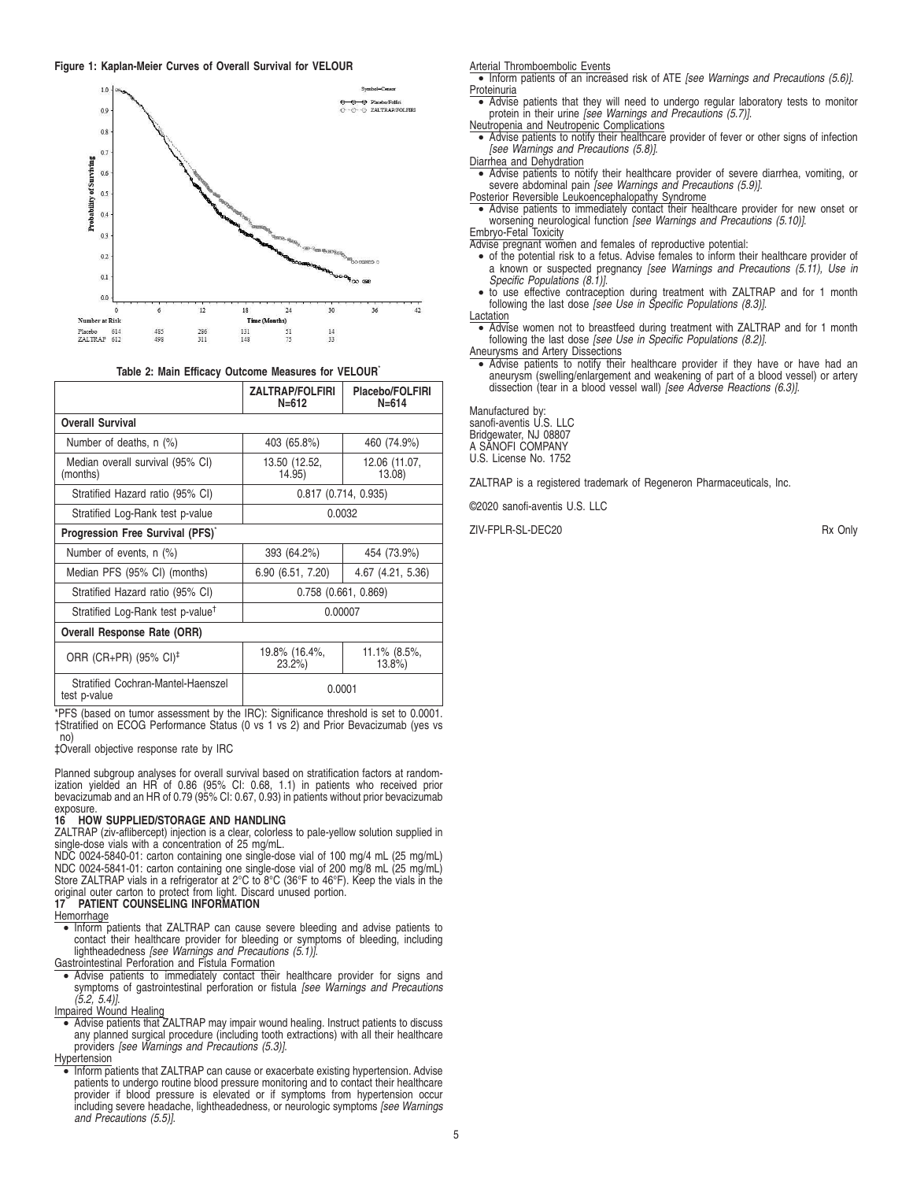**Figure 1: Kaplan-Meier Curves of Overall Survival for VELOUR**

Symbol=Censor
Placebo/Folfiri
ZALTRAP/FOLFIRI

Probability of Surviving

1.0
0.9
0.8
0.7
0.6
0.5
0.4
0.3
0.2
0.1
0.0

0 6 12 18 24 30 36 42

Time (Months)

Number at Risk
Placebo 614 485 286 131 51 14
ZALTRAP 612 498 311 148 75 33

**Table 2: Main Efficacy Outcome Measures for VELOUR***

| | ZALTRAP/FOLFIRI N=612 | Placebo/FOLFIRI N=614 |
|---|---|---|
| **Overall Survival** | | |
| Number of deaths, n (%) | 403 (65.8%) | 460 (74.9%) |
| Median overall survival (95% CI) (months) | 13.50 (12.52, 14.95) | 12.06 (11.07, 13.08) |
| Stratified Hazard ratio (95% CI) | 0.817 (0.714, 0.935) | |
| Stratified Log-Rank test p-value | 0.0032 | |
| **Progression Free Survival (PFS)*** | | |
| Number of events, n (%) | 393 (64.2%) | 454 (73.9%) |
| Median PFS (95% CI) (months) | 6.90 (6.51, 7.20) | 4.67 (4.21, 5.36) |
| Stratified Hazard ratio (95% CI) | 0.758 (0.661, 0.869) | |
| Stratified Log-Rank test p-value† | 0.00007 | |
| **Overall Response Rate (ORR)** | | |
| ORR (CR+PR) (95% CI)‡ | 19.8% (16.4%, 23.2%) | 11.1% (8.5%, 13.8%) |
| Stratified Cochran-Mantel-Haenszel test p-value | 0.0001 | |

*PFS (based on tumor assessment by the IRC): Significance threshold is set to 0.0001.
†Stratified on ECOG Performance Status (0 vs 1 vs 2) and Prior Bevacizumab (yes vs no)
‡Overall objective response rate by IRC

Planned subgroup analyses for overall survival based on stratification factors at randomization yielded an HR of 0.86 (95% CI: 0.68, 1.1) in patients who received prior bevacizumab and an HR of 0.79 (95% CI: 0.67, 0.93) in patients without prior bevacizumab exposure.

## 16 HOW SUPPLIED/STORAGE AND HANDLING

ZALTRAP (ziv-aflibercept) injection is a clear, colorless to pale-yellow solution supplied in single-dose vials with a concentration of 25 mg/mL.

NDC 0024-5840-01: carton containing one single-dose vial of 100 mg/4 mL (25 mg/mL)
NDC 0024-5841-01: carton containing one single-dose vial of 200 mg/8 mL (25 mg/mL)
Store ZALTRAP vials in a refrigerator at 2°C to 8°C (36°F to 46°F). Keep the vials in the original outer carton to protect from light. Discard unused portion.

## 17 PATIENT COUNSELING INFORMATION

Hemorrhage

- Inform patients that ZALTRAP can cause severe bleeding and advise patients to contact their healthcare provider for bleeding or symptoms of bleeding, including lightheadedness *[see Warnings and Precautions (5.1)]*.

Gastrointestinal Perforation and Fistula Formation

- Advise patients to immediately contact their healthcare provider for signs and symptoms of gastrointestinal perforation or fistula *[see Warnings and Precautions (5.2, 5.4)]*.

Impaired Wound Healing

- Advise patients that ZALTRAP may impair wound healing. Instruct patients to discuss any planned surgical procedure (including tooth extractions) with all their healthcare providers *[see Warnings and Precautions (5.3)]*.

Hypertension

- Inform patients that ZALTRAP can cause or exacerbate existing hypertension. Advise patients to undergo routine blood pressure monitoring and to contact their healthcare provider if blood pressure is elevated or if symptoms from hypertension occur including severe headache, lightheadedness, or neurologic symptoms *[see Warnings and Precautions (5.5)]*.

Arterial Thromboembolic Events

- Inform patients of an increased risk of ATE *[see Warnings and Precautions (5.6)]*.

Proteinuria

- Advise patients that they will need to undergo regular laboratory tests to monitor protein in their urine *[see Warnings and Precautions (5.7)]*.

Neutropenia and Neutropenic Complications

- Advise patients to notify their healthcare provider of fever or other signs of infection *[see Warnings and Precautions (5.8)]*.

Diarrhea and Dehydration

- Advise patients to notify their healthcare provider of severe diarrhea, vomiting, or severe abdominal pain *[see Warnings and Precautions (5.9)]*.

Posterior Reversible Leukoencephalopathy Syndrome

- Advise patients to immediately contact their healthcare provider for new onset or worsening neurological function *[see Warnings and Precautions (5.10)]*.

Embryo-Fetal Toxicity

Advise pregnant women and females of reproductive potential:

- of the potential risk to a fetus. Advise females to inform their healthcare provider of a known or suspected pregnancy *[see Warnings and Precautions (5.11), Use in Specific Populations (8.1)]*.
- to use effective contraception during treatment with ZALTRAP and for 1 month following the last dose *[see Use in Specific Populations (8.3)]*.

Lactation

- Advise women not to breastfeed during treatment with ZALTRAP and for 1 month following the last dose *[see Use in Specific Populations (8.2)]*.

Aneurysms and Artery Dissections

- Advise patients to notify their healthcare provider if they have or have had an aneurysm (swelling/enlargement and weakening of part of a blood vessel) or artery dissection (tear in a blood vessel wall) *[see Adverse Reactions (6.3)]*.

Manufactured by:
sanofi-aventis U.S. LLC
Bridgewater, NJ 08807
A SANOFI COMPANY
U.S. License No. 1752

ZALTRAP is a registered trademark of Regeneron Pharmaceuticals, Inc.

©2020 sanofi-aventis U.S. LLC

ZIV-FPLR-SL-DEC20 Rx Only